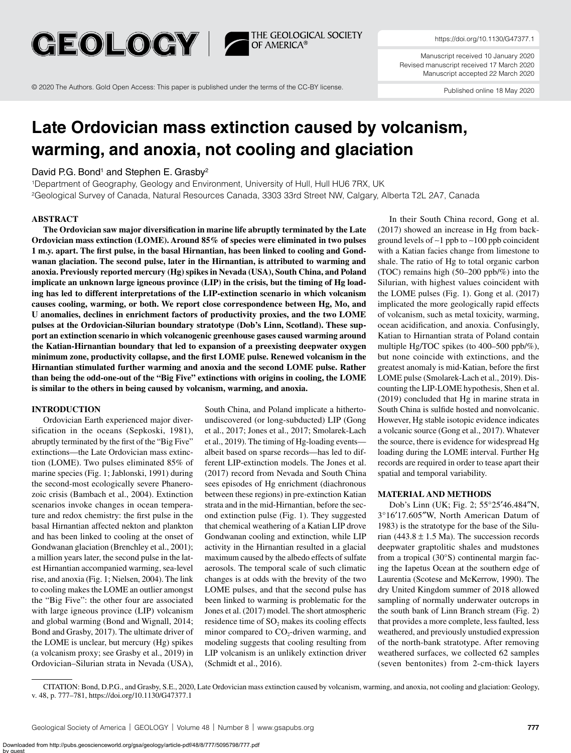https://doi.org/10.1130/G47377.1

Manuscript received 10 January 2020
Revised manuscript received 17 March 2020
Manuscript accepted 22 March 2020

© 2020 The Authors. Gold Open Access: This paper is published under the terms of the CC-BY license.

Published online 18 May 2020

# Late Ordovician mass extinction caused by volcanism, warming, and anoxia, not cooling and glaciation

David P.G. Bond[1] and Stephen E. Grasby[2]

[1]Department of Geography, Geology and Environment, University of Hull, Hull HU6 7RX, UK
[2]Geological Survey of Canada, Natural Resources Canada, 3303 33rd Street NW, Calgary, Alberta T2L 2A7, Canada

## ABSTRACT

**The Ordovician saw major diversification in marine life abruptly terminated by the Late Ordovician mass extinction (LOME). Around 85% of species were eliminated in two pulses 1 m.y. apart. The first pulse, in the basal Hirnantian, has been linked to cooling and Gondwanan glaciation. The second pulse, later in the Hirnantian, is attributed to warming and anoxia. Previously reported mercury (Hg) spikes in Nevada (USA), South China, and Poland implicate an unknown large igneous province (LIP) in the crisis, but the timing of Hg loading has led to different interpretations of the LIP-extinction scenario in which volcanism causes cooling, warming, or both. We report close correspondence between Hg, Mo, and U anomalies, declines in enrichment factors of productivity proxies, and the two LOME pulses at the Ordovician-Silurian boundary stratotype (Dob's Linn, Scotland). These support an extinction scenario in which volcanogenic greenhouse gases caused warming around the Katian-Hirnantian boundary that led to expansion of a preexisting deepwater oxygen minimum zone, productivity collapse, and the first LOME pulse. Renewed volcanism in the Hirnantian stimulated further warming and anoxia and the second LOME pulse. Rather than being the odd-one-out of the "Big Five" extinctions with origins in cooling, the LOME is similar to the others in being caused by volcanism, warming, and anoxia.**

## INTRODUCTION

Ordovician Earth experienced major diversification in the oceans (Sepkoski, 1981), abruptly terminated by the first of the "Big Five" extinctions—the Late Ordovician mass extinction (LOME). Two pulses eliminated 85% of marine species (Fig. 1; Jablonski, 1991) during the second-most ecologically severe Phanerozoic crisis (Bambach et al., 2004). Extinction scenarios invoke changes in ocean temperature and redox chemistry: the first pulse in the basal Hirnantian affected nekton and plankton and has been linked to cooling at the onset of Gondwanan glaciation (Brenchley et al., 2001); a million years later, the second pulse in the latest Hirnantian accompanied warming, sea-level rise, and anoxia (Fig. 1; Nielsen, 2004). The link to cooling makes the LOME an outlier amongst the "Big Five": the other four are associated with large igneous province (LIP) volcanism and global warming (Bond and Wignall, 2014; Bond and Grasby, 2017). The ultimate driver of the LOME is unclear, but mercury (Hg) spikes (a volcanism proxy; see Grasby et al., 2019) in Ordovician–Silurian strata in Nevada (USA), South China, and Poland implicate a hitherto-undiscovered (or long-subducted) LIP (Gong et al., 2017; Jones et al., 2017; Smolarek-Lach et al., 2019). The timing of Hg-loading events—albeit based on sparse records—has led to different LIP-extinction models. The Jones et al. (2017) record from Nevada and South China sees episodes of Hg enrichment (diachronous between these regions) in pre-extinction Katian strata and in the mid-Hirnantian, before the second extinction pulse (Fig. 1). They suggested that chemical weathering of a Katian LIP drove Gondwanan cooling and extinction, while LIP activity in the Hirnantian resulted in a glacial maximum caused by the albedo effects of sulfate aerosols. The temporal scale of such climatic changes is at odds with the brevity of the two LOME pulses, and that the second pulse has been linked to warming is problematic for the Jones et al. (2017) model. The short atmospheric residence time of $SO_2$ makes its cooling effects minor compared to $CO_2$-driven warming, and modeling suggests that cooling resulting from LIP volcanism is an unlikely extinction driver (Schmidt et al., 2016).

In their South China record, Gong et al. (2017) showed an increase in Hg from background levels of ~1 ppb to ~100 ppb coincident with a Katian facies change from limestone to shale. The ratio of Hg to total organic carbon (TOC) remains high (50–200 ppb/%) into the Silurian, with highest values coincident with the LOME pulses (Fig. 1). Gong et al. (2017) implicated the more geologically rapid effects of volcanism, such as metal toxicity, warming, ocean acidification, and anoxia. Confusingly, Katian to Hirnantian strata of Poland contain multiple Hg/TOC spikes (to 400–500 ppb/%), but none coincide with extinctions, and the greatest anomaly is mid-Katian, before the first LOME pulse (Smolarek-Lach et al., 2019). Discounting the LIP-LOME hypothesis, Shen et al. (2019) concluded that Hg in marine strata in South China is sulfide hosted and nonvolcanic. However, Hg stable isotopic evidence indicates a volcanic source (Gong et al., 2017). Whatever the source, there is evidence for widespread Hg loading during the LOME interval. Further Hg records are required in order to tease apart their spatial and temporal variability.

## MATERIAL AND METHODS

Dob's Linn (UK; Fig. 2; 55°25′46.484″N, 3°16′17.605″W, North American Datum of 1983) is the stratotype for the base of the Silurian (443.8 ± 1.5 Ma). The succession records deepwater graptolitic shales and mudstones from a tropical (30°S) continental margin facing the Iapetus Ocean at the southern edge of Laurentia (Scotese and McKerrow, 1990). The dry United Kingdom summer of 2018 allowed sampling of normally underwater outcrops in the south bank of Linn Branch stream (Fig. 2) that provides a more complete, less faulted, less weathered, and previously unstudied expression of the north-bank stratotype. After removing weathered surfaces, we collected 62 samples (seven bentonites) from 2-cm-thick layers

CITATION: Bond, D.P.G., and Grasby, S.E., 2020, Late Ordovician mass extinction caused by volcanism, warming, and anoxia, not cooling and glaciation: Geology, v. 48, p. 777–781, https://doi.org/10.1130/G47377.1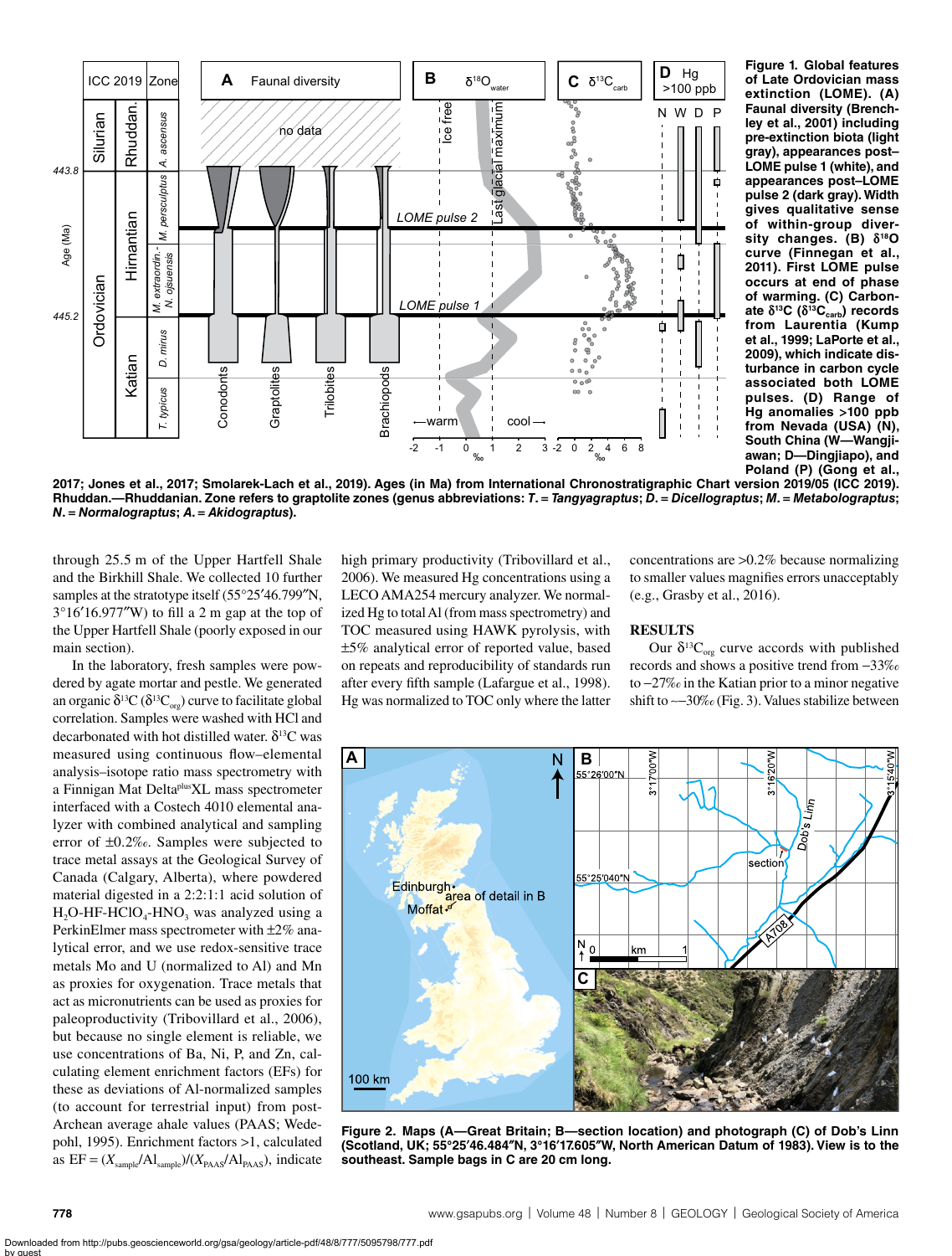**Figure 1. Global features of Late Ordovician mass extinction (LOME). (A) Faunal diversity (Brenchley et al., 2001) including pre-extinction biota (light gray), appearances post–LOME pulse 1 (white), and appearances post–LOME pulse 2 (dark gray). Width gives qualitative sense of within-group diversity changes. (B) $\delta^{18}O$ curve (Finnegan et al., 2011). First LOME pulse occurs at end of phase of warming. (C) Carbonate $\delta^{13}C$ ($\delta^{13}C_{carb}$) records from Laurentia (Kump et al., 1999; LaPorte et al., 2009), which indicate disturbance in carbon cycle associated both LOME pulses. (D) Range of Hg anomalies >100 ppb from Nevada (USA) (N), South China (W—Wangjiawan; D—Dingjiapo), and Poland (P) (Gong et al., 2017; Jones et al., 2017; Smolarek-Lach et al., 2019). Ages (in Ma) from International Chronostratigraphic Chart version 2019/05 (ICC 2019). Rhuddan.—Rhuddanian. Zone refers to graptolite zones (genus abbreviations: *T.* = *Tangyagraptus*; *D.* = *Dicellograptus*; *M.* = *Metabolograptus*; *N.* = *Normalograptus*; *A.* = *Akidograptus*).**

through 25.5 m of the Upper Hartfell Shale and the Birkhill Shale. We collected 10 further samples at the stratotype itself (55°25′46.799″N, 3°16′16.977″W) to fill a 2 m gap at the top of the Upper Hartfell Shale (poorly exposed in our main section).

In the laboratory, fresh samples were powdered by agate mortar and pestle. We generated an organic $\delta^{13}C$ ($\delta^{13}C_{org}$) curve to facilitate global correlation. Samples were washed with HCl and decarbonated with hot distilled water. $\delta^{13}C$ was measured using continuous flow–elemental analysis–isotope ratio mass spectrometry with a Finnigan Mat Delta^plus^XL mass spectrometer interfaced with a Costech 4010 elemental analyzer with combined analytical and sampling error of ±0.2‰. Samples were subjected to trace metal assays at the Geological Survey of Canada (Calgary, Alberta), where powdered material digested in a 2:2:1:1 acid solution of $H_2O$-HF-$HClO_4$-$HNO_3$ was analyzed using a PerkinElmer mass spectrometer with ±2% analytical error, and we use redox-sensitive trace metals Mo and U (normalized to Al) and Mn as proxies for oxygenation. Trace metals that act as micronutrients can be used as proxies for paleoproductivity (Tribovillard et al., 2006), but because no single element is reliable, we use concentrations of Ba, Ni, P, and Zn, calculating element enrichment factors (EFs) for these as deviations of Al-normalized samples (to account for terrestrial input) from post-Archean average ahale values (PAAS; Wedepohl, 1995). Enrichment factors >1, calculated as $EF = (X_{sample}/Al_{sample})/(X_{PAAS}/Al_{PAAS})$, indicate high primary productivity (Tribovillard et al., 2006). We measured Hg concentrations using a LECO AMA254 mercury analyzer. We normalized Hg to total Al (from mass spectrometry) and TOC measured using HAWK pyrolysis, with ±5% analytical error of reported value, based on repeats and reproducibility of standards run after every fifth sample (Lafargue et al., 1998). Hg was normalized to TOC only where the latter concentrations are >0.2% because normalizing to smaller values magnifies errors unacceptably (e.g., Grasby et al., 2016).

## RESULTS

Our $\delta^{13}C_{org}$ curve accords with published records and shows a positive trend from −33‰ to −27‰ in the Katian prior to a minor negative shift to ~−30‰ (Fig. 3). Values stabilize between

**Figure 2. Maps (A—Great Britain; B—section location) and photograph (C) of Dob's Linn (Scotland, UK; 55°25′46.484″N, 3°16′17.605″W, North American Datum of 1983). View is to the southeast. Sample bags in C are 20 cm long.**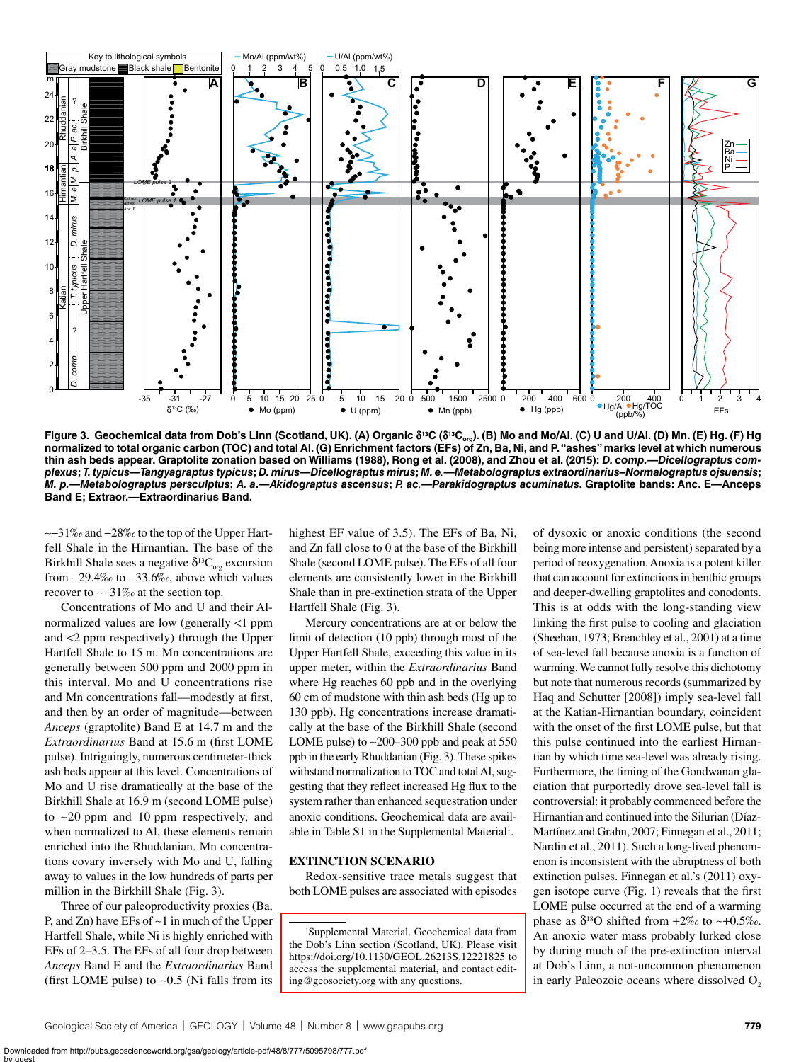**Figure 3. Geochemical data from Dob's Linn (Scotland, UK). (A) Organic $\delta^{13}C$ ($\delta^{13}C_{org}$). (B) Mo and Mo/Al. (C) U and U/Al. (D) Mn. (E) Hg. (F) Hg normalized to total organic carbon (TOC) and total Al. (G) Enrichment factors (EFs) of Zn, Ba, Ni, and P. "ashes" marks level at which numerous thin ash beds appear. Graptolite zonation based on Williams (1988), Rong et al. (2008), and Zhou et al. (2015): *D. comp.*—*Dicellograptus complexus*; *T. typicus*—*Tangyagraptus typicus*; *D. mirus*—*Dicellograptus mirus*; *M. e.*—*Metabolograptus extraordinarius–Normalograptus ojsuensis*; *M. p.*—*Metabolograptus persculptus*; *A. a.*—*Akidograptus ascensus*; *P. ac.*—*Parakidograptus acuminatus*. Graptolite bands: Anc. E—Anceps Band E; Extraor.—Extraordinarius Band.**

~−31‰ and −28‰ to the top of the Upper Hartfell Shale in the Hirnantian. The base of the Birkhill Shale sees a negative $\delta^{13}C_{org}$ excursion from −29.4‰ to −33.6‰, above which values recover to ~−31‰ at the section top.

Concentrations of Mo and U and their Al-normalized values are low (generally <1 ppm and <2 ppm respectively) through the Upper Hartfell Shale to 15 m. Mn concentrations are generally between 500 ppm and 2000 ppm in this interval. Mo and U concentrations rise and Mn concentrations fall—modestly at first, and then by an order of magnitude—between *Anceps* (graptolite) Band E at 14.7 m and the *Extraordinarius* Band at 15.6 m (first LOME pulse). Intriguingly, numerous centimeter-thick ash beds appear at this level. Concentrations of Mo and U rise dramatically at the base of the Birkhill Shale at 16.9 m (second LOME pulse) to ~20 ppm and 10 ppm respectively, and when normalized to Al, these elements remain enriched into the Rhuddanian. Mn concentrations covary inversely with Mo and U, falling away to values in the low hundreds of parts per million in the Birkhill Shale (Fig. 3).

Three of our paleoproductivity proxies (Ba, P, and Zn) have EFs of ~1 in much of the Upper Hartfell Shale, while Ni is highly enriched with EFs of 2–3.5. The EFs of all four drop between *Anceps* Band E and the *Extraordinarius* Band (first LOME pulse) to ~0.5 (Ni falls from its highest EF value of 3.5). The EFs of Ba, Ni, and Zn fall close to 0 at the base of the Birkhill Shale (second LOME pulse). The EFs of all four elements are consistently lower in the Birkhill Shale than in pre-extinction strata of the Upper Hartfell Shale (Fig. 3).

Mercury concentrations are at or below the limit of detection (10 ppb) through most of the Upper Hartfell Shale, exceeding this value in its upper meter, within the *Extraordinarius* Band where Hg reaches 60 ppb and in the overlying 60 cm of mudstone with thin ash beds (Hg up to 130 ppb). Hg concentrations increase dramatically at the base of the Birkhill Shale (second LOME pulse) to ~200–300 ppb and peak at 550 ppb in the early Rhuddanian (Fig. 3). These spikes withstand normalization to TOC and total Al, suggesting that they reflect increased Hg flux to the system rather than enhanced sequestration under anoxic conditions. Geochemical data are available in Table S1 in the Supplemental Material[1].

## EXTINCTION SCENARIO

Redox-sensitive trace metals suggest that both LOME pulses are associated with episodes of dysoxic or anoxic conditions (the second being more intense and persistent) separated by a period of reoxygenation. Anoxia is a potent killer that can account for extinctions in benthic groups and deeper-dwelling graptolites and conodonts. This is at odds with the long-standing view linking the first pulse to cooling and glaciation (Sheehan, 1973; Brenchley et al., 2001) at a time of sea-level fall because anoxia is a function of warming. We cannot fully resolve this dichotomy but note that numerous records (summarized by Haq and Schutter [2008]) imply sea-level fall at the Katian-Hirnantian boundary, coincident with the onset of the first LOME pulse, but that this pulse continued into the earliest Hirnantian by which time sea-level was already rising. Furthermore, the timing of the Gondwanan glaciation that purportedly drove sea-level fall is controversial: it probably commenced before the Hirnantian and continued into the Silurian (Díaz-Martínez and Grahn, 2007; Finnegan et al., 2011; Nardin et al., 2011). Such a long-lived phenomenon is inconsistent with the abruptness of both extinction pulses. Finnegan et al.'s (2011) oxygen isotope curve (Fig. 1) reveals that the first LOME pulse occurred at the end of a warming phase as $\delta^{18}O$ shifted from +2‰ to ~+0.5‰. An anoxic water mass probably lurked close by during much of the pre-extinction interval at Dob's Linn, a not-uncommon phenomenon in early Paleozoic oceans where dissolved $O_2$

[1] Supplemental Material. Geochemical data from the Dob's Linn section (Scotland, UK). Please visit https://doi.org/10.1130/GEOL.26213S.12221825 to access the supplemental material, and contact editing@geosociety.org with any questions.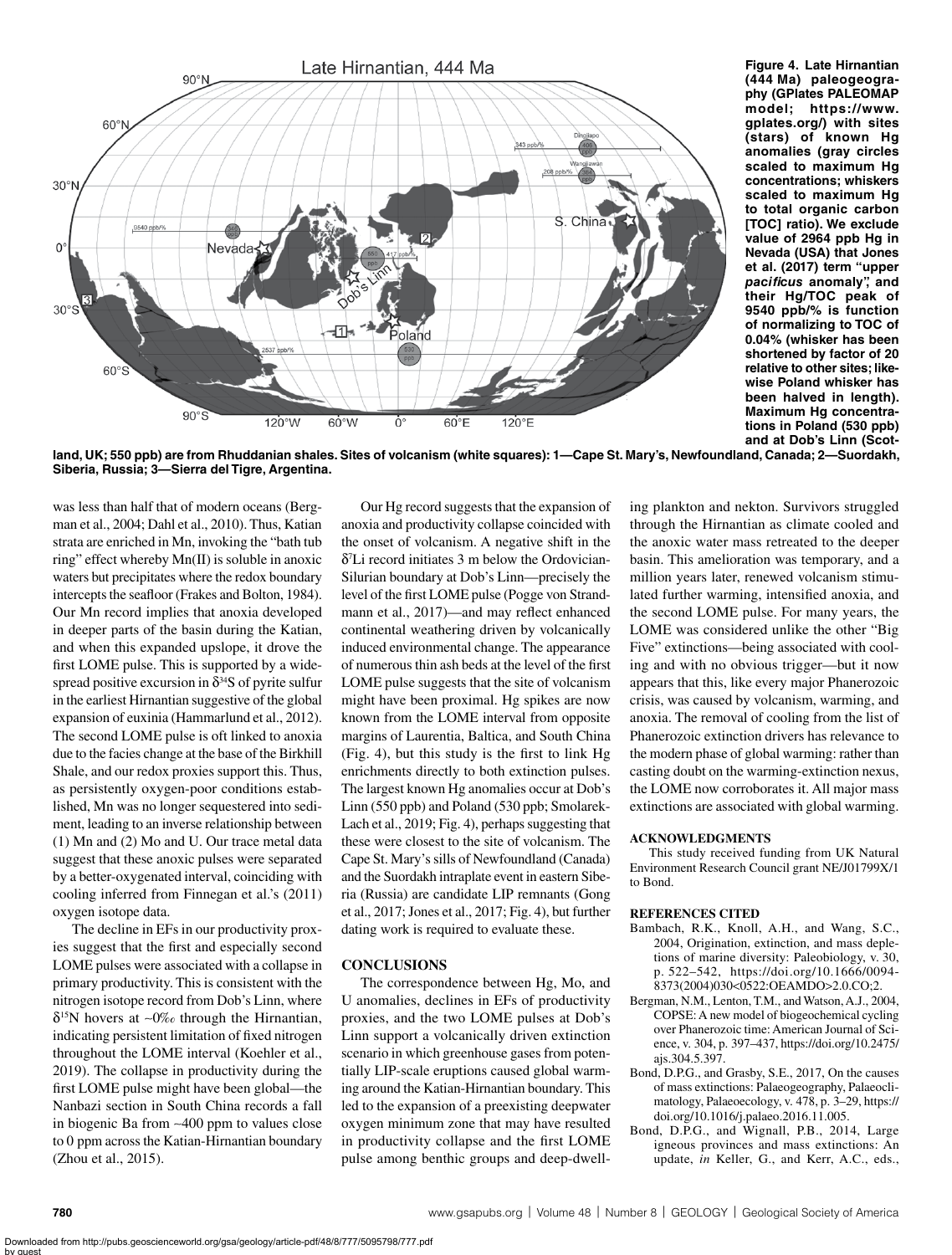Late Hirnantian, 444 Ma

90°N
60°N
30°N
0°
30°S
60°S
90°S
120°W 60°W 0° 60°E 120°E

Nevada
Dob's Linn
Poland
S. China
Dingjiapo
Wangjiawan
343 ppb/%
208 ppb/%
9540 ppb/%
417 ppb/%
2637 ppb/%
1
2
3

**Figure 4. Late Hirnantian (444 Ma) paleogeography (GPlates PALEOMAP model; https://www.gplates.org/) with sites (stars) of known Hg anomalies (gray circles scaled to maximum Hg concentrations; whiskers scaled to maximum Hg to total organic carbon [TOC] ratio). We exclude value of 2964 ppb Hg in Nevada (USA) that Jones et al. (2017) term "upper *pacificus* anomaly", and their Hg/TOC peak of 9540 ppb/% is function of normalizing to TOC of 0.04% (whisker has been shortened by factor of 20 relative to other sites; likewise Poland whisker has been halved in length). Maximum Hg concentrations in Poland (530 ppb) and at Dob's Linn (Scotland, UK; 550 ppb) are from Rhuddanian shales. Sites of volcanism (white squares): 1—Cape St. Mary's, Newfoundland, Canada; 2—Suordakh, Siberia, Russia; 3—Sierra del Tigre, Argentina.**

was less than half that of modern oceans (Bergman et al., 2004; Dahl et al., 2010). Thus, Katian strata are enriched in Mn, invoking the "bath tub ring" effect whereby Mn(II) is soluble in anoxic waters but precipitates where the redox boundary intercepts the seafloor (Frakes and Bolton, 1984). Our Mn record implies that anoxia developed in deeper parts of the basin during the Katian, and when this expanded upslope, it drove the first LOME pulse. This is supported by a widespread positive excursion in $\delta^{34}S$ of pyrite sulfur in the earliest Hirnantian suggestive of the global expansion of euxinia (Hammarlund et al., 2012). The second LOME pulse is oft linked to anoxia due to the facies change at the base of the Birkhill Shale, and our redox proxies support this. Thus, as persistently oxygen-poor conditions established, Mn was no longer sequestered into sediment, leading to an inverse relationship between (1) Mn and (2) Mo and U. Our trace metal data suggest that these anoxic pulses were separated by a better-oxygenated interval, coinciding with cooling inferred from Finnegan et al.'s (2011) oxygen isotope data.

The decline in EFs in our productivity proxies suggest that the first and especially second LOME pulses were associated with a collapse in primary productivity. This is consistent with the nitrogen isotope record from Dob's Linn, where $\delta^{15}N$ hovers at ~0‰ through the Hirnantian, indicating persistent limitation of fixed nitrogen throughout the LOME interval (Koehler et al., 2019). The collapse in productivity during the first LOME pulse might have been global—the Nanbazi section in South China records a fall in biogenic Ba from ~400 ppm to values close to 0 ppm across the Katian-Hirnantian boundary (Zhou et al., 2015).

Our Hg record suggests that the expansion of anoxia and productivity collapse coincided with the onset of volcanism. A negative shift in the $\delta^{7}Li$ record initiates 3 m below the Ordovician-Silurian boundary at Dob's Linn—precisely the level of the first LOME pulse (Pogge von Strandmann et al., 2017)—and may reflect enhanced continental weathering driven by volcanically induced environmental change. The appearance of numerous thin ash beds at the level of the first LOME pulse suggests that the site of volcanism might have been proximal. Hg spikes are now known from the LOME interval from opposite margins of Laurentia, Baltica, and South China (Fig. 4), but this study is the first to link Hg enrichments directly to both extinction pulses. The largest known Hg anomalies occur at Dob's Linn (550 ppb) and Poland (530 ppb; Smolarek-Lach et al., 2019; Fig. 4), perhaps suggesting that these were closest to the site of volcanism. The Cape St. Mary's sills of Newfoundland (Canada) and the Suordakh intraplate event in eastern Siberia (Russia) are candidate LIP remnants (Gong et al., 2017; Jones et al., 2017; Fig. 4), but further dating work is required to evaluate these.

## CONCLUSIONS

The correspondence between Hg, Mo, and U anomalies, declines in EFs of productivity proxies, and the two LOME pulses at Dob's Linn support a volcanically driven extinction scenario in which greenhouse gases from potentially LIP-scale eruptions caused global warming around the Katian-Hirnantian boundary. This led to the expansion of a preexisting deepwater oxygen minimum zone that may have resulted in productivity collapse and the first LOME pulse among benthic groups and deep-dwelling plankton and nekton. Survivors struggled through the Hirnantian as climate cooled and the anoxic water mass retreated to the deeper basin. This amelioration was temporary, and a million years later, renewed volcanism stimulated further warming, intensified anoxia, and the second LOME pulse. For many years, the LOME was considered unlike the other "Big Five" extinctions—being associated with cooling and with no obvious trigger—but it now appears that this, like every major Phanerozoic crisis, was caused by volcanism, warming, and anoxia. The removal of cooling from the list of Phanerozoic extinction drivers has relevance to the modern phase of global warming: rather than casting doubt on the warming-extinction nexus, the LOME now corroborates it. All major mass extinctions are associated with global warming.

## ACKNOWLEDGMENTS

This study received funding from UK Natural Environment Research Council grant NE/J01799X/1 to Bond.

## REFERENCES CITED

- Bambach, R.K., Knoll, A.H., and Wang, S.C., 2004, Origination, extinction, and mass depletions of marine diversity: Paleobiology, v. 30, p. 522–542, https://doi.org/10.1666/0094-8373(2004)030<0522:OEAMDO>2.0.CO;2.
- Bergman, N.M., Lenton, T.M., and Watson, A.J., 2004, COPSE: A new model of biogeochemical cycling over Phanerozoic time: American Journal of Science, v. 304, p. 397–437, https://doi.org/10.2475/ajs.304.5.397.
- Bond, D.P.G., and Grasby, S.E., 2017, On the causes of mass extinctions: Palaeogeography, Palaeoclimatology, Palaeoecology, v. 478, p. 3–29, https://doi.org/10.1016/j.palaeo.2016.11.005.
- Bond, D.P.G., and Wignall, P.B., 2014, Large igneous provinces and mass extinctions: An update, *in* Keller, G., and Kerr, A.C., eds.,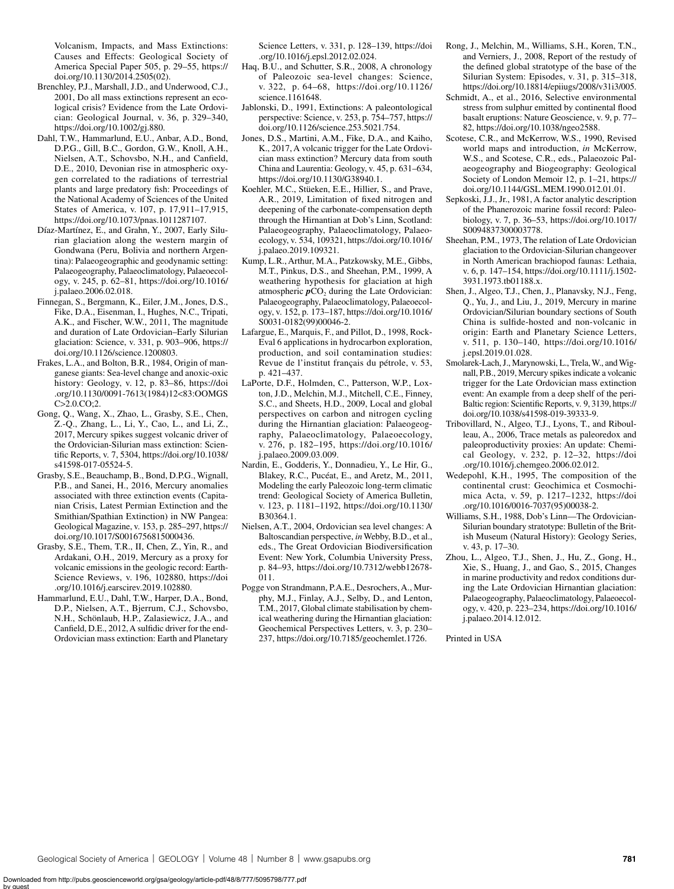Volcanism, Impacts, and Mass Extinctions: Causes and Effects: Geological Society of America Special Paper 505, p. 29–55, https://doi.org/10.1130/2014.2505(02).

Brenchley, P.J., Marshall, J.D., and Underwood, C.J., 2001, Do all mass extinctions represent an ecological crisis? Evidence from the Late Ordovician: Geological Journal, v. 36, p. 329–340, https://doi.org/10.1002/gj.880.

Dahl, T.W., Hammarlund, E.U., Anbar, A.D., Bond, D.P.G., Gill, B.C., Gordon, G.W., Knoll, A.H., Nielsen, A.T., Schovsbo, N.H., and Canfield, D.E., 2010, Devonian rise in atmospheric oxygen correlated to the radiations of terrestrial plants and large predatory fish: Proceedings of the National Academy of Sciences of the United States of America, v. 107, p. 17,911–17,915, https://doi.org/10.1073/pnas.1011287107.

Díaz-Martínez, E., and Grahn, Y., 2007, Early Silurian glaciation along the western margin of Gondwana (Peru, Bolivia and northern Argentina): Palaeogeographic and geodynamic setting: Palaeogeography, Palaeoclimatology, Palaeoecology, v. 245, p. 62–81, https://doi.org/10.1016/j.palaeo.2006.02.018.

Finnegan, S., Bergmann, K., Eiler, J.M., Jones, D.S., Fike, D.A., Eisenman, I., Hughes, N.C., Tripati, A.K., and Fischer, W.W., 2011, The magnitude and duration of Late Ordovician–Early Silurian glaciation: Science, v. 331, p. 903–906, https://doi.org/10.1126/science.1200803.

Frakes, L.A., and Bolton, B.R., 1984, Origin of manganese giants: Sea-level change and anoxic-oxic history: Geology, v. 12, p. 83–86, https://doi.org/10.1130/0091-7613(1984)12<83:OOMGSC>2.0.CO;2.

Gong, Q., Wang, X., Zhao, L., Grasby, S.E., Chen, Z.-Q., Zhang, L., Li, Y., Cao, L., and Li, Z., 2017, Mercury spikes suggest volcanic driver of the Ordovician-Silurian mass extinction: Scientific Reports, v. 7, 5304, https://doi.org/10.1038/s41598-017-05524-5.

Grasby, S.E., Beauchamp, B., Bond, D.P.G., Wignall, P.B., and Sanei, H., 2016, Mercury anomalies associated with three extinction events (Capitanian Crisis, Latest Permian Extinction and the Smithian/Spathian Extinction) in NW Pangea: Geological Magazine, v. 153, p. 285–297, https://doi.org/10.1017/S0016756815000436.

Grasby, S.E., Them, T.R., II, Chen, Z., Yin, R., and Ardakani, O.H., 2019, Mercury as a proxy for volcanic emissions in the geologic record: Earth-Science Reviews, v. 196, 102880, https://doi.org/10.1016/j.earscirev.2019.102880.

Hammarlund, E.U., Dahl, T.W., Harper, D.A., Bond, D.P., Nielsen, A.T., Bjerrum, C.J., Schovsbo, N.H., Schönlaub, H.P., Zalasiewicz, J.A., and Canfield, D.E., 2012, A sulfidic driver for the end-Ordovician mass extinction: Earth and Planetary Science Letters, v. 331, p. 128–139, https://doi.org/10.1016/j.epsl.2012.02.024.

Haq, B.U., and Schutter, S.R., 2008, A chronology of Paleozoic sea-level changes: Science, v. 322, p. 64–68, https://doi.org/10.1126/science.1161648.

Jablonski, D., 1991, Extinctions: A paleontological perspective: Science, v. 253, p. 754–757, https://doi.org/10.1126/science.253.5021.754.

Jones, D.S., Martini, A.M., Fike, D.A., and Kaiho, K., 2017, A volcanic trigger for the Late Ordovician mass extinction? Mercury data from south China and Laurentia: Geology, v. 45, p. 631–634, https://doi.org/10.1130/G38940.1.

Koehler, M.C., Stüeken, E.E., Hillier, S., and Prave, A.R., 2019, Limitation of fixed nitrogen and deepening of the carbonate-compensation depth through the Hirnantian at Dob's Linn, Scotland: Palaeogeography, Palaeoclimatology, Palaeoecology, v. 534, 109321, https://doi.org/10.1016/j.palaeo.2019.109321.

Kump, L.R., Arthur, M.A., Patzkowsky, M.E., Gibbs, M.T., Pinkus, D.S., and Sheehan, P.M., 1999, A weathering hypothesis for glaciation at high atmospheric $pCO_2$ during the Late Ordovician: Palaeogeography, Palaeoclimatology, Palaeoecology, v. 152, p. 173–187, https://doi.org/10.1016/S0031-0182(99)00046-2.

Lafargue, E., Marquis, F., and Pillot, D., 1998, Rock-Eval 6 applications in hydrocarbon exploration, production, and soil contamination studies: Revue de l'institut français du pétrole, v. 53, p. 421–437.

LaPorte, D.F., Holmden, C., Patterson, W.P., Loxton, J.D., Melchin, M.J., Mitchell, C.E., Finney, S.C., and Sheets, H.D., 2009, Local and global perspectives on carbon and nitrogen cycling during the Hirnantian glaciation: Palaeogeography, Palaeoclimatology, Palaeoecology, v. 276, p. 182–195, https://doi.org/10.1016/j.palaeo.2009.03.009.

Nardin, E., Godderis, Y., Donnadieu, Y., Le Hir, G., Blakey, R.C., Pucéat, E., and Aretz, M., 2011, Modeling the early Paleozoic long-term climatic trend: Geological Society of America Bulletin, v. 123, p. 1181–1192, https://doi.org/10.1130/B30364.1.

Nielsen, A.T., 2004, Ordovician sea level changes: A Baltoscandian perspective, *in* Webby, B.D., et al., eds., The Great Ordovician Biodiversification Event: New York, Columbia University Press, p. 84–93, https://doi.org/10.7312/webb12678-011.

Pogge von Strandmann, P.A.E., Desrochers, A., Murphy, M.J., Finlay, A.J., Selby, D., and Lenton, T.M., 2017, Global climate stabilisation by chemical weathering during the Hirnantian glaciation: Geochemical Perspectives Letters, v. 3, p. 230–237, https://doi.org/10.7185/geochemlet.1726.

Rong, J., Melchin, M., Williams, S.H., Koren, T.N., and Verniers, J., 2008, Report of the restudy of the defined global stratotype of the base of the Silurian System: Episodes, v. 31, p. 315–318, https://doi.org/10.18814/epiiugs/2008/v31i3/005.

Schmidt, A., et al., 2016, Selective environmental stress from sulphur emitted by continental flood basalt eruptions: Nature Geoscience, v. 9, p. 77–82, https://doi.org/10.1038/ngeo2588.

Scotese, C.R., and McKerrow, W.S., 1990, Revised world maps and introduction, *in* McKerrow, W.S., and Scotese, C.R., eds., Palaeozoic Palaeogeography and Biogeography: Geological Society of London Memoir 12, p. 1–21, https://doi.org/10.1144/GSL.MEM.1990.012.01.01.

Sepkoski, J.J., Jr., 1981, A factor analytic description of the Phanerozoic marine fossil record: Paleobiology, v. 7, p. 36–53, https://doi.org/10.1017/S0094837300003778.

Sheehan, P.M., 1973, The relation of Late Ordovician glaciation to the Ordovician-Silurian changeover in North American brachiopod faunas: Lethaia, v. 6, p. 147–154, https://doi.org/10.1111/j.1502-3931.1973.tb01188.x.

Shen, J., Algeo, T.J., Chen, J., Planavsky, N.J., Feng, Q., Yu, J., and Liu, J., 2019, Mercury in marine Ordovician/Silurian boundary sections of South China is sulfide-hosted and non-volcanic in origin: Earth and Planetary Science Letters, v. 511, p. 130–140, https://doi.org/10.1016/j.epsl.2019.01.028.

Smolarek-Lach, J., Marynowski, L., Trela, W., and Wignall, P.B., 2019, Mercury spikes indicate a volcanic trigger for the Late Ordovician mass extinction event: An example from a deep shelf of the peri-Baltic region: Scientific Reports, v. 9, 3139, https://doi.org/10.1038/s41598-019-39333-9.

Tribovillard, N., Algeo, T.J., Lyons, T., and Riboulleau, A., 2006, Trace metals as paleoredox and paleoproductivity proxies: An update: Chemical Geology, v. 232, p. 12–32, https://doi.org/10.1016/j.chemgeo.2006.02.012.

Wedepohl, K.H., 1995, The composition of the continental crust: Geochimica et Cosmochimica Acta, v. 59, p. 1217–1232, https://doi.org/10.1016/0016-7037(95)00038-2.

Williams, S.H., 1988, Dob's Linn—The Ordovician-Silurian boundary stratotype: Bulletin of the British Museum (Natural History): Geology Series, v. 43, p. 17–30.

Zhou, L., Algeo, T.J., Shen, J., Hu, Z., Gong, H., Xie, S., Huang, J., and Gao, S., 2015, Changes in marine productivity and redox conditions during the Late Ordovician Hirnantian glaciation: Palaeogeography, Palaeoclimatology, Palaeoecology, v. 420, p. 223–234, https://doi.org/10.1016/j.palaeo.2014.12.012.

Printed in USA